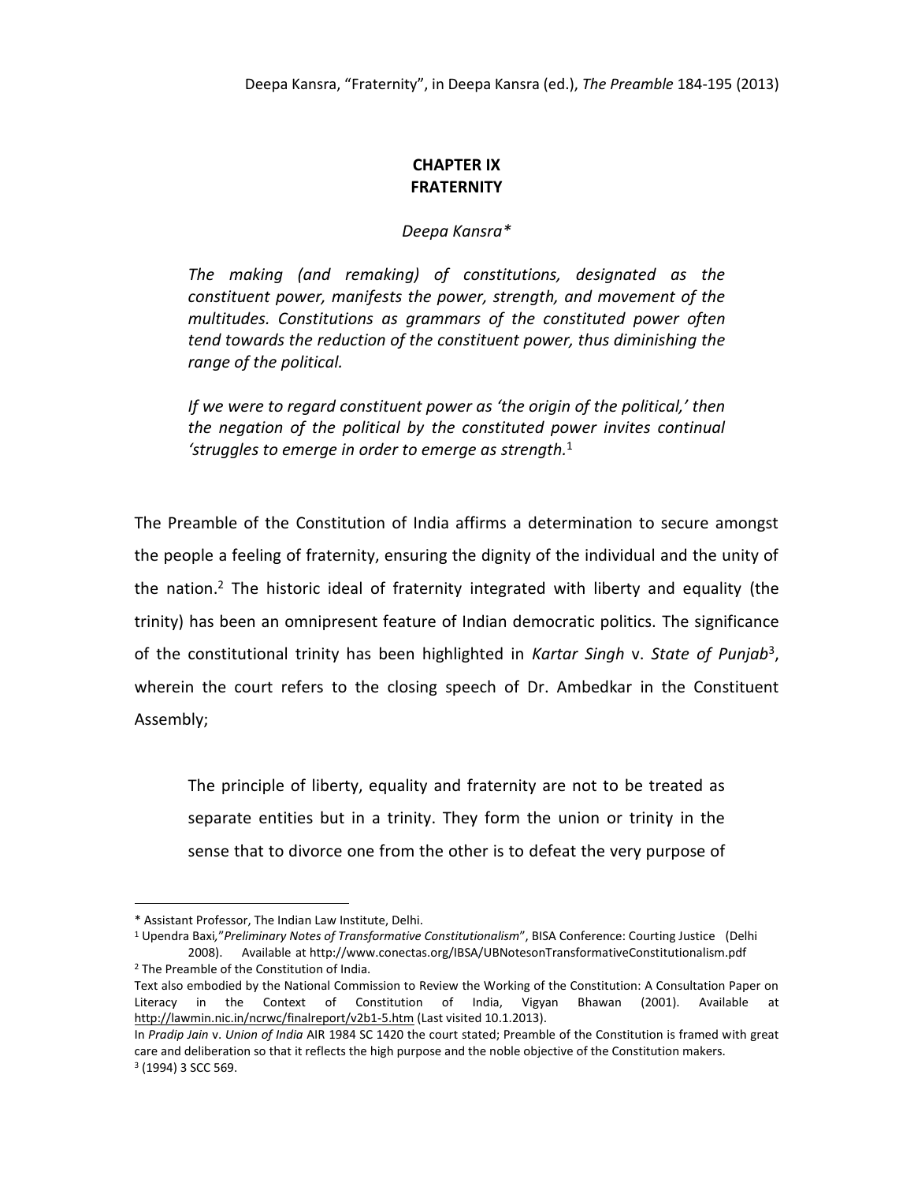Deepa Kansra, "Fraternity", in Deepa Kansra (ed.), *The Preamble* 184-195 (2013)

# CHAPTER IX
# FRATERNITY

*Deepa Kansra**

> *The making (and remaking) of constitutions, designated as the constituent power, manifests the power, strength, and movement of the multitudes. Constitutions as grammars of the constituted power often tend towards the reduction of the constituent power, thus diminishing the range of the political.*
>
> *If we were to regard constituent power as 'the origin of the political,' then the negation of the political by the constituted power invites continual 'struggles to emerge in order to emerge as strength.*[1]

The Preamble of the Constitution of India affirms a determination to secure amongst the people a feeling of fraternity, ensuring the dignity of the individual and the unity of the nation.[2] The historic ideal of fraternity integrated with liberty and equality (the trinity) has been an omnipresent feature of Indian democratic politics. The significance of the constitutional trinity has been highlighted in *Kartar Singh* v. *State of Punjab*[3], wherein the court refers to the closing speech of Dr. Ambedkar in the Constituent Assembly;

> The principle of liberty, equality and fraternity are not to be treated as separate entities but in a trinity. They form the union or trinity in the sense that to divorce one from the other is to defeat the very purpose of

---

\* Assistant Professor, The Indian Law Institute, Delhi.

[1] Upendra Baxi,"*Preliminary Notes of Transformative Constitutionalism*", BISA Conference: Courting Justice (Delhi 2008). Available at http://www.conectas.org/IBSA/UBNotesonTransformativeConstitutionalism.pdf

[2] The Preamble of the Constitution of India.

Text also embodied by the National Commission to Review the Working of the Constitution: A Consultation Paper on Literacy in the Context of Constitution of India, Vigyan Bhawan (2001). Available at http://lawmin.nic.in/ncrwc/finalreport/v2b1-5.htm (Last visited 10.1.2013).

In *Pradip Jain* v. *Union of India* AIR 1984 SC 1420 the court stated; Preamble of the Constitution is framed with great care and deliberation so that it reflects the high purpose and the noble objective of the Constitution makers.

[3] (1994) 3 SCC 569.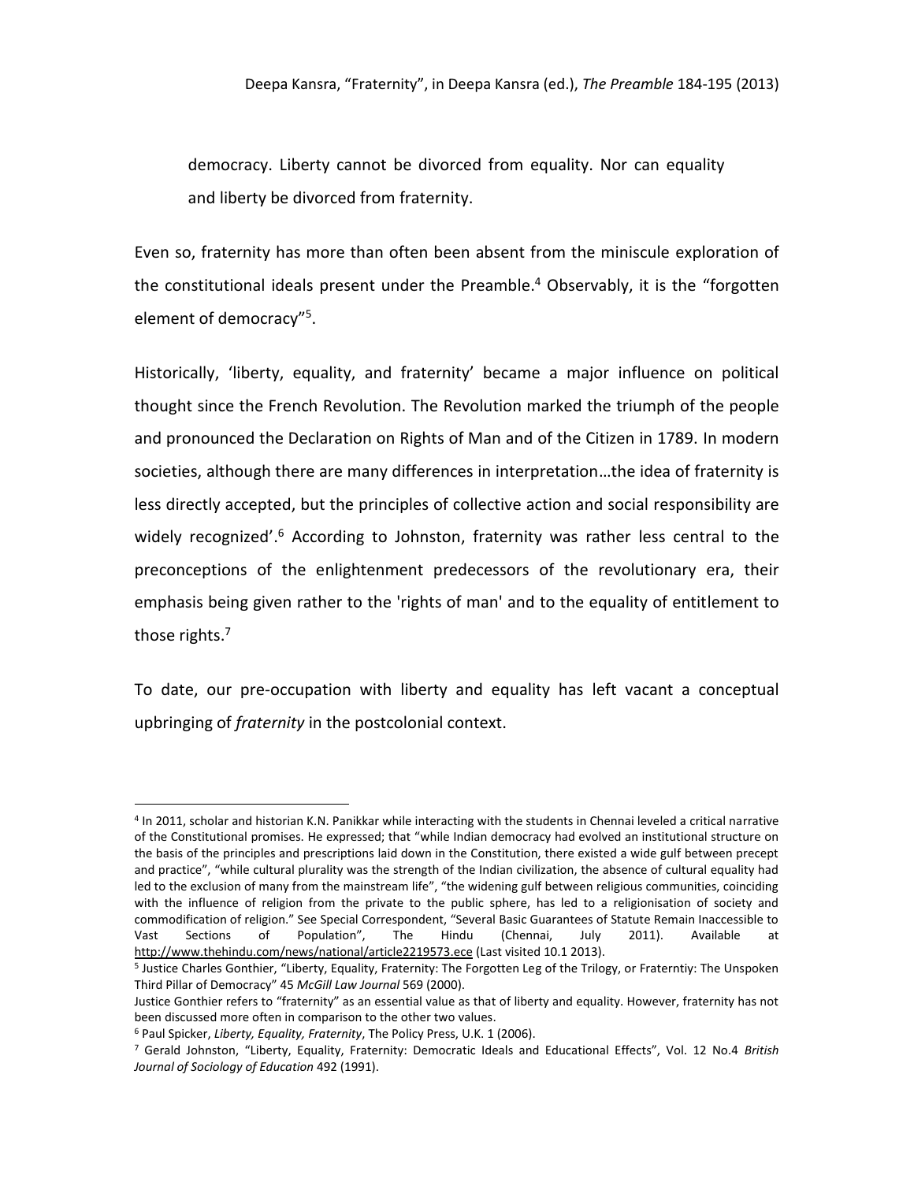democracy. Liberty cannot be divorced from equality. Nor can equality and liberty be divorced from fraternity.

Even so, fraternity has more than often been absent from the miniscule exploration of the constitutional ideals present under the Preamble.[4] Observably, it is the "forgotten element of democracy"[5].

Historically, 'liberty, equality, and fraternity' became a major influence on political thought since the French Revolution. The Revolution marked the triumph of the people and pronounced the Declaration on Rights of Man and of the Citizen in 1789. In modern societies, although there are many differences in interpretation…the idea of fraternity is less directly accepted, but the principles of collective action and social responsibility are widely recognized'.[6] According to Johnston, fraternity was rather less central to the preconceptions of the enlightenment predecessors of the revolutionary era, their emphasis being given rather to the 'rights of man' and to the equality of entitlement to those rights.[7]

To date, our pre-occupation with liberty and equality has left vacant a conceptual upbringing of *fraternity* in the postcolonial context.

---

[4] In 2011, scholar and historian K.N. Panikkar while interacting with the students in Chennai leveled a critical narrative of the Constitutional promises. He expressed; that "while Indian democracy had evolved an institutional structure on the basis of the principles and prescriptions laid down in the Constitution, there existed a wide gulf between precept and practice", "while cultural plurality was the strength of the Indian civilization, the absence of cultural equality had led to the exclusion of many from the mainstream life", "the widening gulf between religious communities, coinciding with the influence of religion from the private to the public sphere, has led to a religionisation of society and commodification of religion." See Special Correspondent, "Several Basic Guarantees of Statute Remain Inaccessible to Vast Sections of Population", The Hindu (Chennai, July 2011). Available at http://www.thehindu.com/news/national/article2219573.ece (Last visited 10.1 2013).

[5] Justice Charles Gonthier, "Liberty, Equality, Fraternity: The Forgotten Leg of the Trilogy, or Fraterntiy: The Unspoken Third Pillar of Democracy" 45 *McGill Law Journal* 569 (2000).

Justice Gonthier refers to "fraternity" as an essential value as that of liberty and equality. However, fraternity has not been discussed more often in comparison to the other two values.

[6] Paul Spicker, *Liberty, Equality, Fraternity*, The Policy Press, U.K. 1 (2006).

[7] Gerald Johnston, "Liberty, Equality, Fraternity: Democratic Ideals and Educational Effects", Vol. 12 No.4 *British Journal of Sociology of Education* 492 (1991).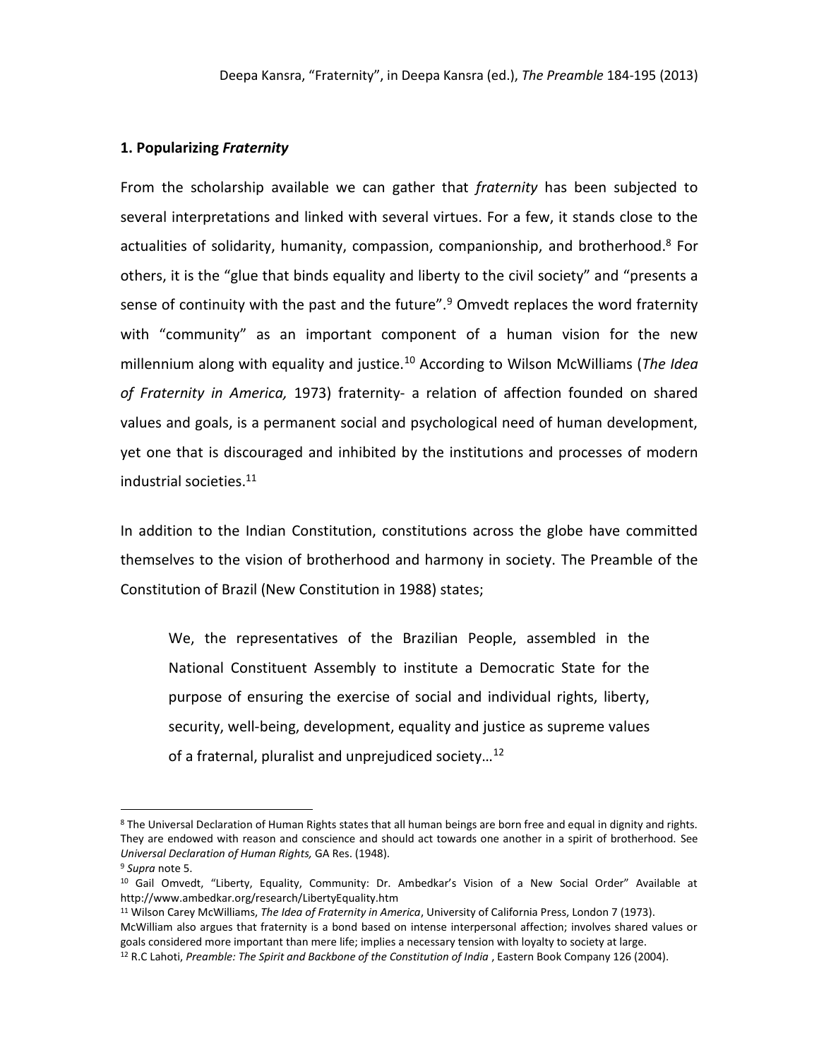## 1. Popularizing *Fraternity*

From the scholarship available we can gather that *fraternity* has been subjected to several interpretations and linked with several virtues. For a few, it stands close to the actualities of solidarity, humanity, compassion, companionship, and brotherhood.[8] For others, it is the "glue that binds equality and liberty to the civil society" and "presents a sense of continuity with the past and the future".[9] Omvedt replaces the word fraternity with "community" as an important component of a human vision for the new millennium along with equality and justice.[10] According to Wilson McWilliams (*The Idea of Fraternity in America,* 1973) fraternity- a relation of affection founded on shared values and goals, is a permanent social and psychological need of human development, yet one that is discouraged and inhibited by the institutions and processes of modern industrial societies.[11]

In addition to the Indian Constitution, constitutions across the globe have committed themselves to the vision of brotherhood and harmony in society. The Preamble of the Constitution of Brazil (New Constitution in 1988) states;

> We, the representatives of the Brazilian People, assembled in the National Constituent Assembly to institute a Democratic State for the purpose of ensuring the exercise of social and individual rights, liberty, security, well-being, development, equality and justice as supreme values of a fraternal, pluralist and unprejudiced society…[12]

---

[8] The Universal Declaration of Human Rights states that all human beings are born free and equal in dignity and rights. They are endowed with reason and conscience and should act towards one another in a spirit of brotherhood. See *Universal Declaration of Human Rights,* GA Res. (1948).

[9] *Supra* note 5.

[10] Gail Omvedt, "Liberty, Equality, Community: Dr. Ambedkar's Vision of a New Social Order" Available at http://www.ambedkar.org/research/LibertyEquality.htm

[11] Wilson Carey McWilliams, *The Idea of Fraternity in America*, University of California Press, London 7 (1973). McWilliam also argues that fraternity is a bond based on intense interpersonal affection; involves shared values or goals considered more important than mere life; implies a necessary tension with loyalty to society at large.

[12] R.C Lahoti, *Preamble: The Spirit and Backbone of the Constitution of India* , Eastern Book Company 126 (2004).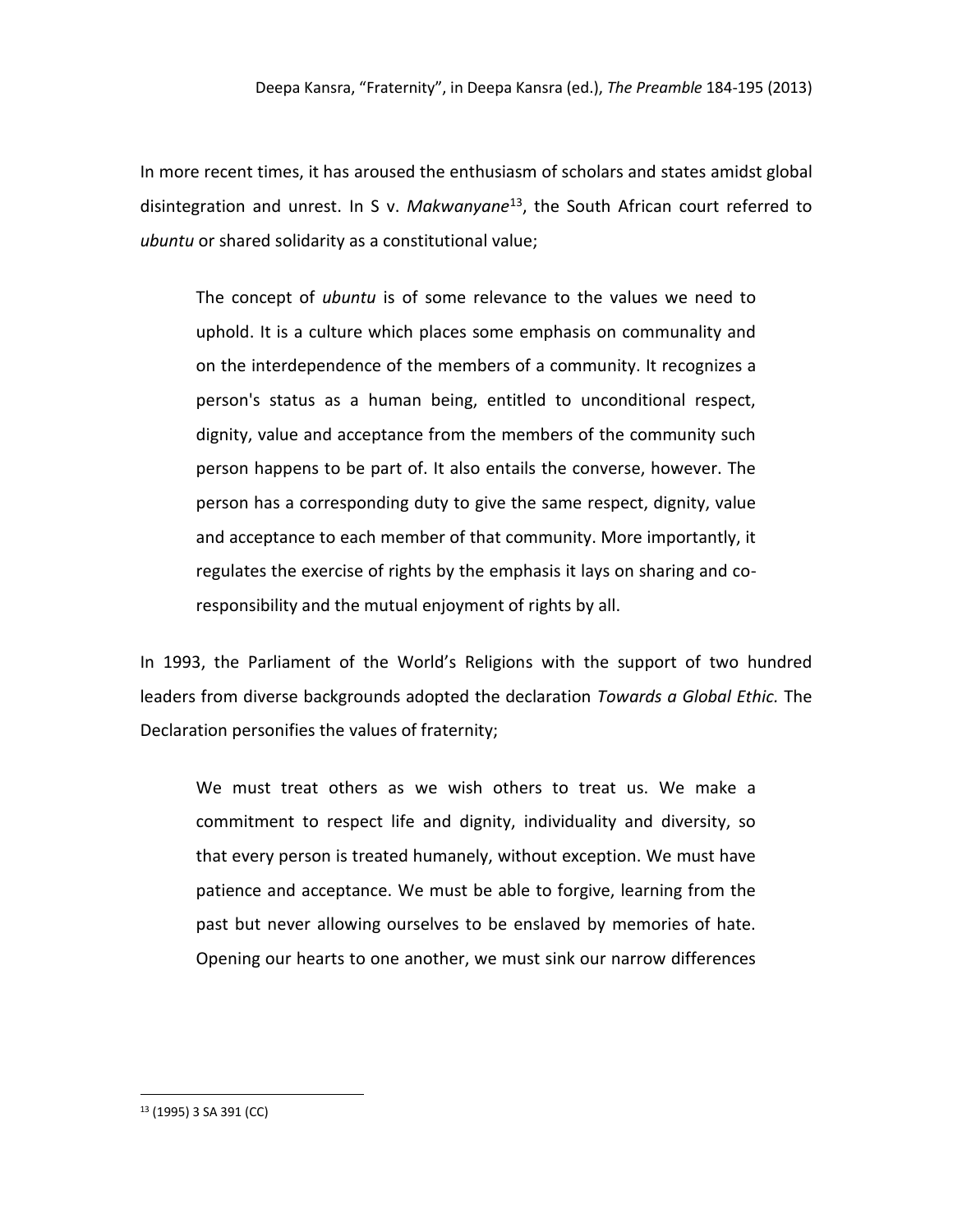In more recent times, it has aroused the enthusiasm of scholars and states amidst global disintegration and unrest. In S v. *Makwanyane*[13], the South African court referred to *ubuntu* or shared solidarity as a constitutional value;

> The concept of *ubuntu* is of some relevance to the values we need to uphold. It is a culture which places some emphasis on communality and on the interdependence of the members of a community. It recognizes a person's status as a human being, entitled to unconditional respect, dignity, value and acceptance from the members of the community such person happens to be part of. It also entails the converse, however. The person has a corresponding duty to give the same respect, dignity, value and acceptance to each member of that community. More importantly, it regulates the exercise of rights by the emphasis it lays on sharing and co-responsibility and the mutual enjoyment of rights by all.

In 1993, the Parliament of the World's Religions with the support of two hundred leaders from diverse backgrounds adopted the declaration *Towards a Global Ethic*. The Declaration personifies the values of fraternity;

> We must treat others as we wish others to treat us. We make a commitment to respect life and dignity, individuality and diversity, so that every person is treated humanely, without exception. We must have patience and acceptance. We must be able to forgive, learning from the past but never allowing ourselves to be enslaved by memories of hate. Opening our hearts to one another, we must sink our narrow differences

[13] (1995) 3 SA 391 (CC)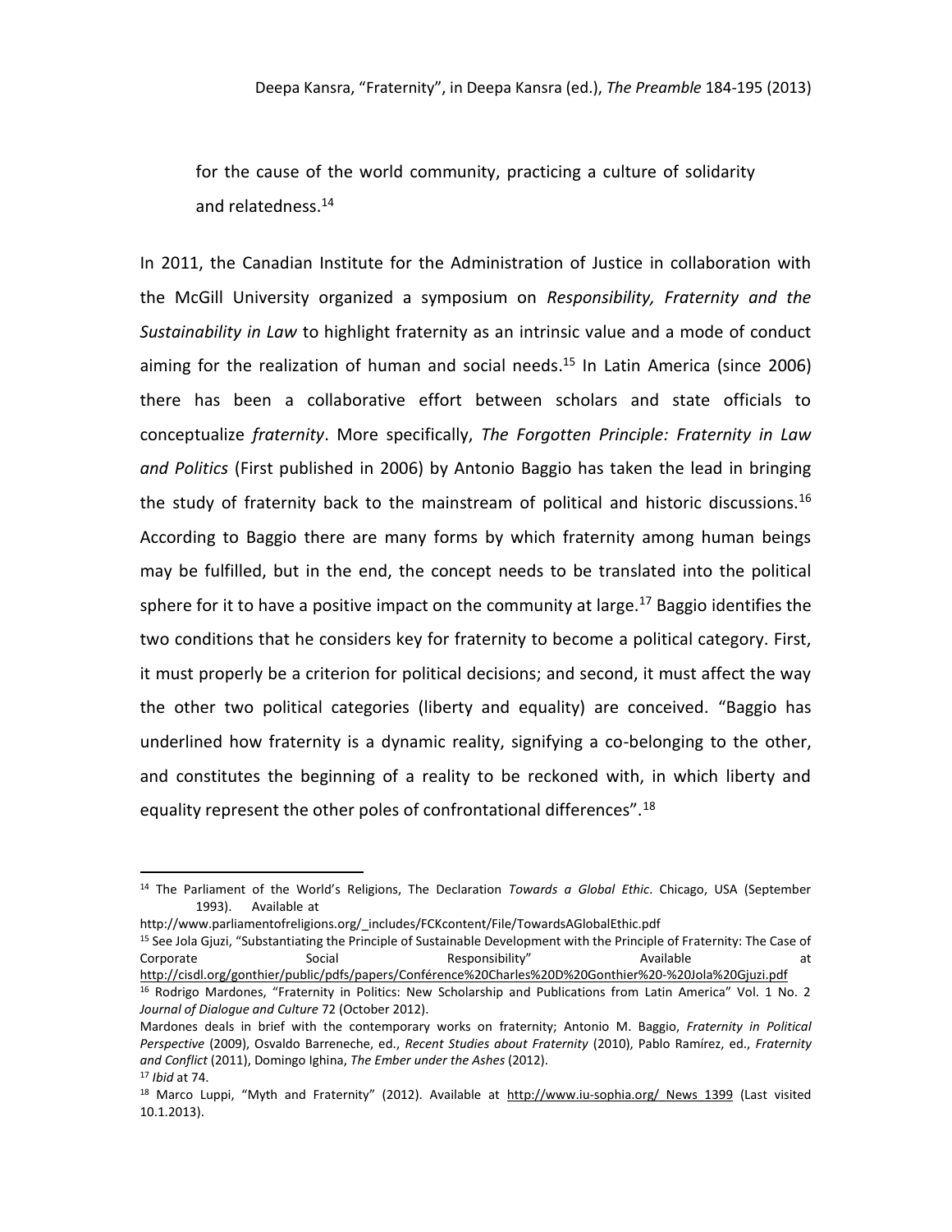for the cause of the world community, practicing a culture of solidarity and relatedness.[14]

In 2011, the Canadian Institute for the Administration of Justice in collaboration with the McGill University organized a symposium on *Responsibility, Fraternity and the Sustainability in Law* to highlight fraternity as an intrinsic value and a mode of conduct aiming for the realization of human and social needs.[15] In Latin America (since 2006) there has been a collaborative effort between scholars and state officials to conceptualize *fraternity*. More specifically, *The Forgotten Principle: Fraternity in Law and Politics* (First published in 2006) by Antonio Baggio has taken the lead in bringing the study of fraternity back to the mainstream of political and historic discussions.[16] According to Baggio there are many forms by which fraternity among human beings may be fulfilled, but in the end, the concept needs to be translated into the political sphere for it to have a positive impact on the community at large.[17] Baggio identifies the two conditions that he considers key for fraternity to become a political category. First, it must properly be a criterion for political decisions; and second, it must affect the way the other two political categories (liberty and equality) are conceived. "Baggio has underlined how fraternity is a dynamic reality, signifying a co-belonging to the other, and constitutes the beginning of a reality to be reckoned with, in which liberty and equality represent the other poles of confrontational differences".[18]

---

[14] The Parliament of the World's Religions, The Declaration *Towards a Global Ethic*. Chicago, USA (September 1993). Available at http://www.parliamentofreligions.org/_includes/FCKcontent/File/TowardsAGlobalEthic.pdf

[15] See Jola Gjuzi, "Substantiating the Principle of Sustainable Development with the Principle of Fraternity: The Case of Corporate Social Responsibility" Available at http://cisdl.org/gonthier/public/pdfs/papers/Conférence%20Charles%20D%20Gonthier%20-%20Jola%20Gjuzi.pdf

[16] Rodrigo Mardones, "Fraternity in Politics: New Scholarship and Publications from Latin America" Vol. 1 No. 2 *Journal of Dialogue and Culture* 72 (October 2012).

Mardones deals in brief with the contemporary works on fraternity; Antonio M. Baggio, *Fraternity in Political Perspective* (2009), Osvaldo Barreneche, ed., *Recent Studies about Fraternity* (2010), Pablo Ramírez, ed., *Fraternity and Conflict* (2011), Domingo Ighina, *The Ember under the Ashes* (2012).

[17] *Ibid* at 74.

[18] Marco Luppi, "Myth and Fraternity" (2012). Available at http://www.iu-sophia.org/ News 1399 (Last visited 10.1.2013).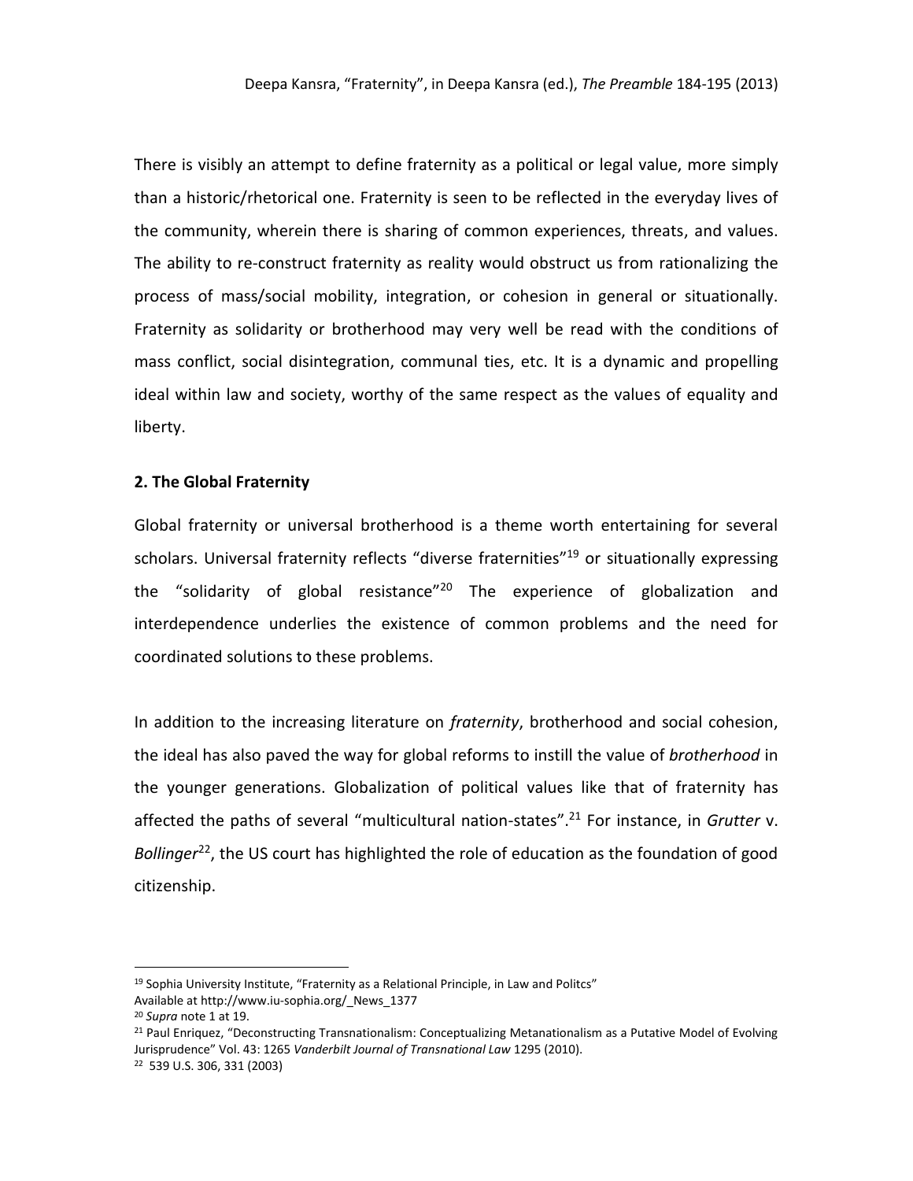There is visibly an attempt to define fraternity as a political or legal value, more simply than a historic/rhetorical one. Fraternity is seen to be reflected in the everyday lives of the community, wherein there is sharing of common experiences, threats, and values. The ability to re-construct fraternity as reality would obstruct us from rationalizing the process of mass/social mobility, integration, or cohesion in general or situationally. Fraternity as solidarity or brotherhood may very well be read with the conditions of mass conflict, social disintegration, communal ties, etc. It is a dynamic and propelling ideal within law and society, worthy of the same respect as the values of equality and liberty.

**2. The Global Fraternity**

Global fraternity or universal brotherhood is a theme worth entertaining for several scholars. Universal fraternity reflects "diverse fraternities"[19] or situationally expressing the "solidarity of global resistance"[20] The experience of globalization and interdependence underlies the existence of common problems and the need for coordinated solutions to these problems.

In addition to the increasing literature on *fraternity*, brotherhood and social cohesion, the ideal has also paved the way for global reforms to instill the value of *brotherhood* in the younger generations. Globalization of political values like that of fraternity has affected the paths of several "multicultural nation-states".[21] For instance, in *Grutter* v. *Bollinger*[22], the US court has highlighted the role of education as the foundation of good citizenship.

---

[19] Sophia University Institute, "Fraternity as a Relational Principle, in Law and Politcs" Available at http://www.iu-sophia.org/_News_1377

[20] *Supra* note 1 at 19.

[21] Paul Enriquez, "Deconstructing Transnationalism: Conceptualizing Metanationalism as a Putative Model of Evolving Jurisprudence" Vol. 43: 1265 *Vanderbilt Journal of Transnational Law* 1295 (2010).

[22] 539 U.S. 306, 331 (2003)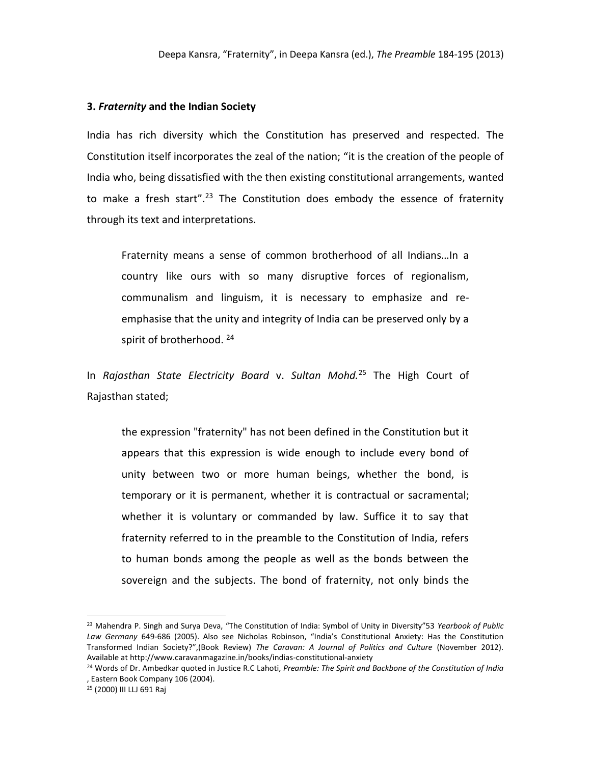### 3. *Fraternity* and the Indian Society

India has rich diversity which the Constitution has preserved and respected. The Constitution itself incorporates the zeal of the nation; "it is the creation of the people of India who, being dissatisfied with the then existing constitutional arrangements, wanted to make a fresh start".[23] The Constitution does embody the essence of fraternity through its text and interpretations.

> Fraternity means a sense of common brotherhood of all Indians…In a country like ours with so many disruptive forces of regionalism, communalism and linguism, it is necessary to emphasize and re-emphasise that the unity and integrity of India can be preserved only by a spirit of brotherhood. [24]

In *Rajasthan State Electricity Board* v. *Sultan Mohd.*[25] The High Court of Rajasthan stated;

> the expression "fraternity" has not been defined in the Constitution but it appears that this expression is wide enough to include every bond of unity between two or more human beings, whether the bond, is temporary or it is permanent, whether it is contractual or sacramental; whether it is voluntary or commanded by law. Suffice it to say that fraternity referred to in the preamble to the Constitution of India, refers to human bonds among the people as well as the bonds between the sovereign and the subjects. The bond of fraternity, not only binds the

---

[23] Mahendra P. Singh and Surya Deva, "The Constitution of India: Symbol of Unity in Diversity"53 *Yearbook of Public Law Germany* 649-686 (2005). Also see Nicholas Robinson, "India's Constitutional Anxiety: Has the Constitution Transformed Indian Society?",(Book Review) *The Caravan: A Journal of Politics and Culture* (November 2012). Available at http://www.caravanmagazine.in/books/indias-constitutional-anxiety

[24] Words of Dr. Ambedkar quoted in Justice R.C Lahoti, *Preamble: The Spirit and Backbone of the Constitution of India* , Eastern Book Company 106 (2004).

[25] (2000) III LLJ 691 Raj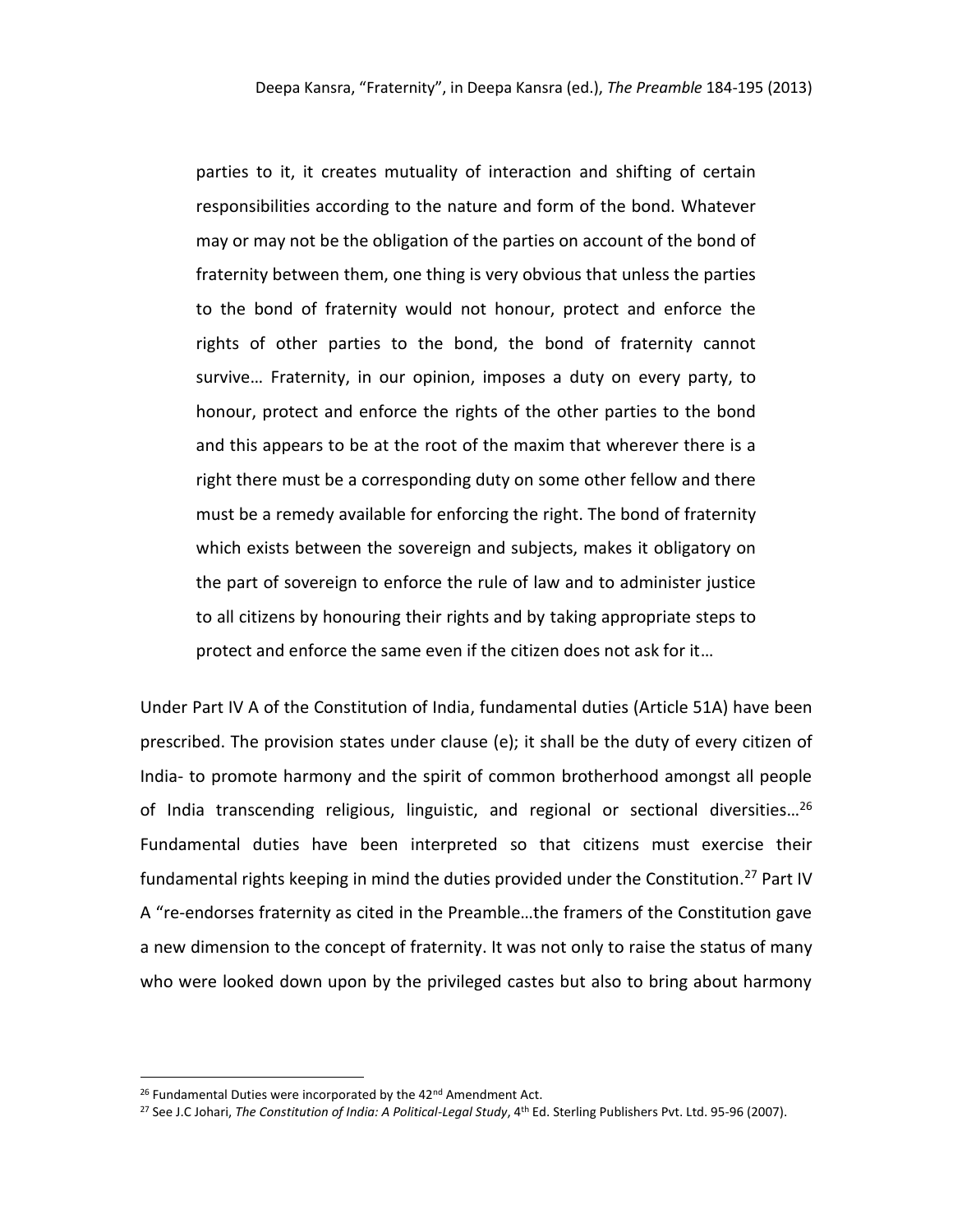> parties to it, it creates mutuality of interaction and shifting of certain responsibilities according to the nature and form of the bond. Whatever may or may not be the obligation of the parties on account of the bond of fraternity between them, one thing is very obvious that unless the parties to the bond of fraternity would not honour, protect and enforce the rights of other parties to the bond, the bond of fraternity cannot survive… Fraternity, in our opinion, imposes a duty on every party, to honour, protect and enforce the rights of the other parties to the bond and this appears to be at the root of the maxim that wherever there is a right there must be a corresponding duty on some other fellow and there must be a remedy available for enforcing the right. The bond of fraternity which exists between the sovereign and subjects, makes it obligatory on the part of sovereign to enforce the rule of law and to administer justice to all citizens by honouring their rights and by taking appropriate steps to protect and enforce the same even if the citizen does not ask for it…

Under Part IV A of the Constitution of India, fundamental duties (Article 51A) have been prescribed. The provision states under clause (e); it shall be the duty of every citizen of India- to promote harmony and the spirit of common brotherhood amongst all people of India transcending religious, linguistic, and regional or sectional diversities…[26] Fundamental duties have been interpreted so that citizens must exercise their fundamental rights keeping in mind the duties provided under the Constitution.[27] Part IV A "re-endorses fraternity as cited in the Preamble…the framers of the Constitution gave a new dimension to the concept of fraternity. It was not only to raise the status of many who were looked down upon by the privileged castes but also to bring about harmony

---

[26] Fundamental Duties were incorporated by the 42nd Amendment Act.

[27] See J.C Johari, *The Constitution of India: A Political-Legal Study*, 4th Ed. Sterling Publishers Pvt. Ltd. 95-96 (2007).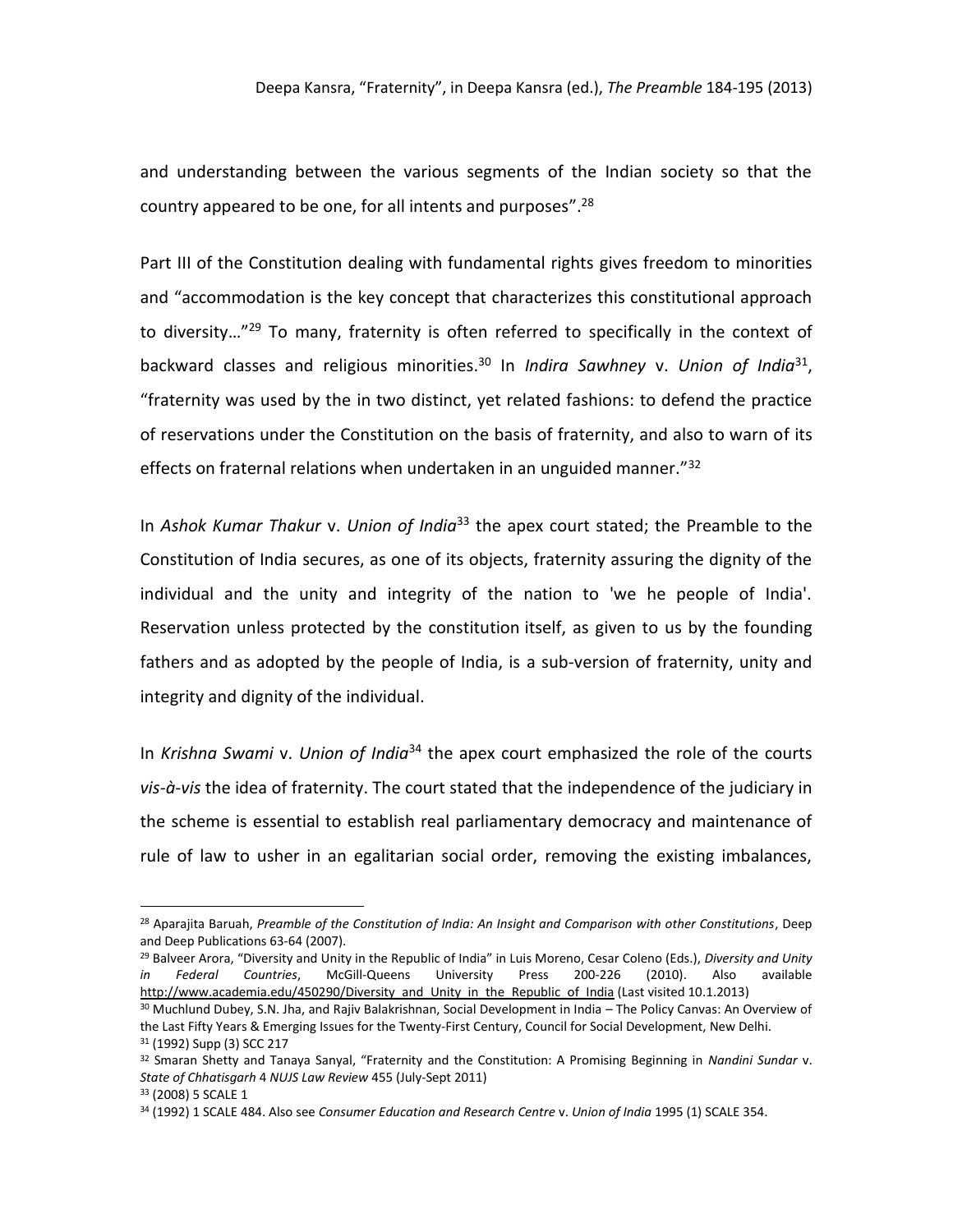and understanding between the various segments of the Indian society so that the country appeared to be one, for all intents and purposes".[28]

Part III of the Constitution dealing with fundamental rights gives freedom to minorities and "accommodation is the key concept that characterizes this constitutional approach to diversity…"[29] To many, fraternity is often referred to specifically in the context of backward classes and religious minorities.[30] In *Indira Sawhney* v. *Union of India*[31], "fraternity was used by the in two distinct, yet related fashions: to defend the practice of reservations under the Constitution on the basis of fraternity, and also to warn of its effects on fraternal relations when undertaken in an unguided manner."[32]

In *Ashok Kumar Thakur* v. *Union of India*[33] the apex court stated; the Preamble to the Constitution of India secures, as one of its objects, fraternity assuring the dignity of the individual and the unity and integrity of the nation to 'we he people of India'. Reservation unless protected by the constitution itself, as given to us by the founding fathers and as adopted by the people of India, is a sub-version of fraternity, unity and integrity and dignity of the individual.

In *Krishna Swami* v. *Union of India*[34] the apex court emphasized the role of the courts *vis-à-vis* the idea of fraternity. The court stated that the independence of the judiciary in the scheme is essential to establish real parliamentary democracy and maintenance of rule of law to usher in an egalitarian social order, removing the existing imbalances,

---

[28] Aparajita Baruah, *Preamble of the Constitution of India: An Insight and Comparison with other Constitutions*, Deep and Deep Publications 63-64 (2007).

[29] Balveer Arora, "Diversity and Unity in the Republic of India" in Luis Moreno, Cesar Coleno (Eds.), *Diversity and Unity in Federal Countries*, McGill-Queens University Press 200-226 (2010). Also available http://www.academia.edu/450290/Diversity_and_Unity_in_the_Republic_of_India (Last visited 10.1.2013)

[30] Muchlund Dubey, S.N. Jha, and Rajiv Balakrishnan, Social Development in India – The Policy Canvas: An Overview of the Last Fifty Years & Emerging Issues for the Twenty-First Century, Council for Social Development, New Delhi.

[31] (1992) Supp (3) SCC 217

[32] Smaran Shetty and Tanaya Sanyal, "Fraternity and the Constitution: A Promising Beginning in *Nandini Sundar* v. *State of Chhatisgarh* 4 *NUJS Law Review* 455 (July-Sept 2011)

[33] (2008) 5 SCALE 1

[34] (1992) 1 SCALE 484. Also see *Consumer Education and Research Centre* v. *Union of India* 1995 (1) SCALE 354.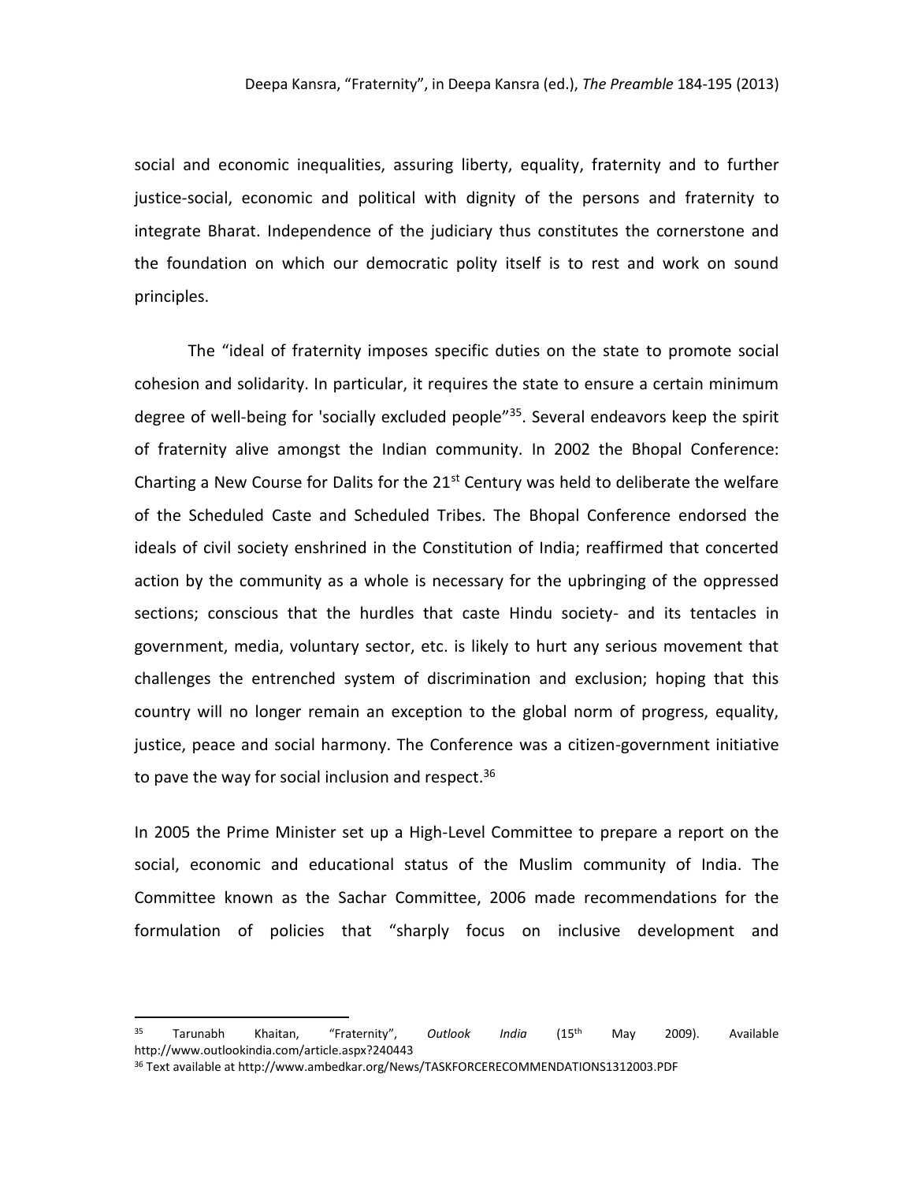social and economic inequalities, assuring liberty, equality, fraternity and to further justice-social, economic and political with dignity of the persons and fraternity to integrate Bharat. Independence of the judiciary thus constitutes the cornerstone and the foundation on which our democratic polity itself is to rest and work on sound principles.

The "ideal of fraternity imposes specific duties on the state to promote social cohesion and solidarity. In particular, it requires the state to ensure a certain minimum degree of well-being for 'socially excluded people"[35]. Several endeavors keep the spirit of fraternity alive amongst the Indian community. In 2002 the Bhopal Conference: Charting a New Course for Dalits for the 21st Century was held to deliberate the welfare of the Scheduled Caste and Scheduled Tribes. The Bhopal Conference endorsed the ideals of civil society enshrined in the Constitution of India; reaffirmed that concerted action by the community as a whole is necessary for the upbringing of the oppressed sections; conscious that the hurdles that caste Hindu society- and its tentacles in government, media, voluntary sector, etc. is likely to hurt any serious movement that challenges the entrenched system of discrimination and exclusion; hoping that this country will no longer remain an exception to the global norm of progress, equality, justice, peace and social harmony. The Conference was a citizen-government initiative to pave the way for social inclusion and respect.[36]

In 2005 the Prime Minister set up a High-Level Committee to prepare a report on the social, economic and educational status of the Muslim community of India. The Committee known as the Sachar Committee, 2006 made recommendations for the formulation of policies that "sharply focus on inclusive development and

---

[35] Tarunabh Khaitan, "Fraternity", *Outlook India* (15th May 2009). Available http://www.outlookindia.com/article.aspx?240443

[36] Text available at http://www.ambedkar.org/News/TASKFORCERECOMMENDATIONS1312003.PDF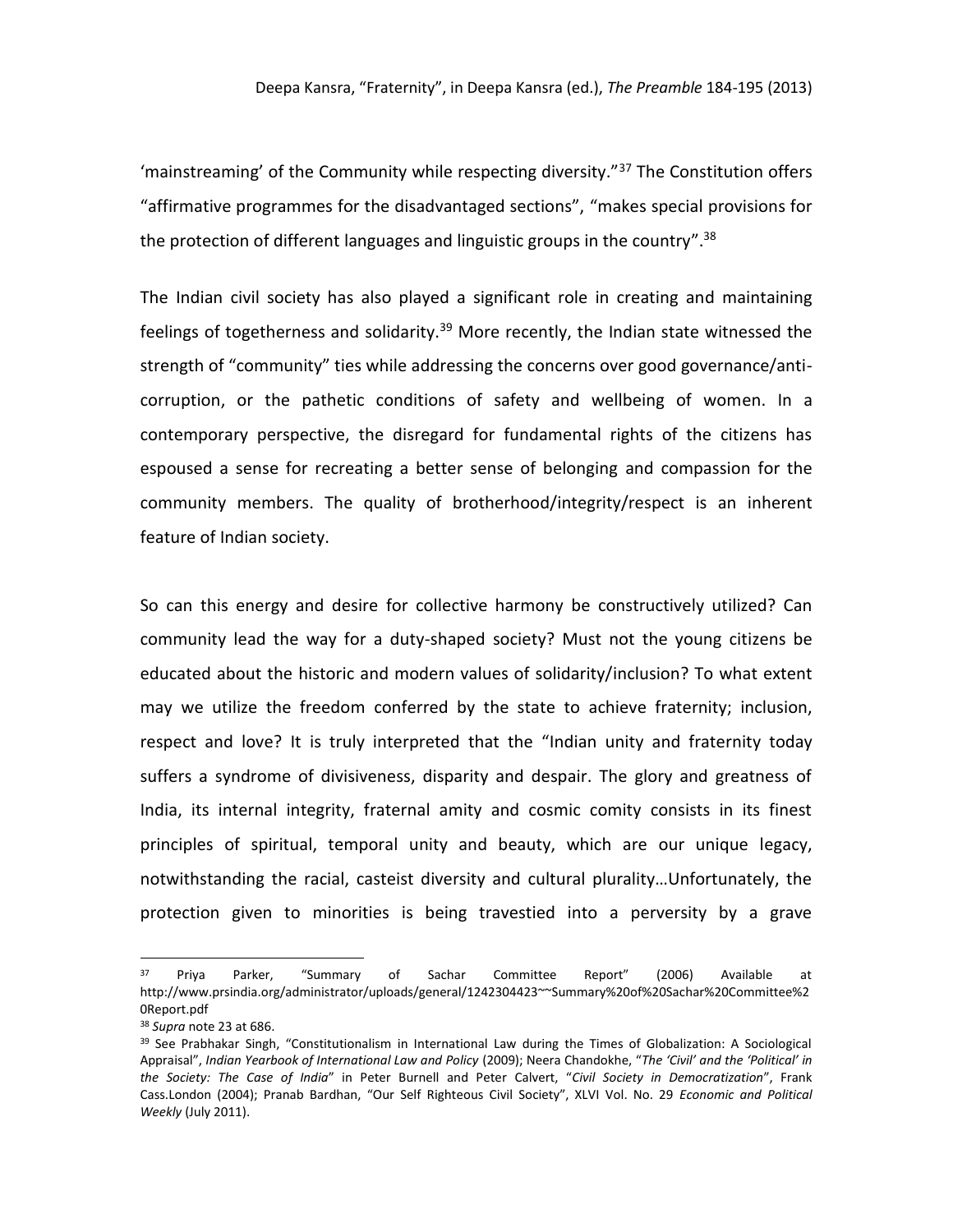'mainstreaming' of the Community while respecting diversity."[37] The Constitution offers "affirmative programmes for the disadvantaged sections", "makes special provisions for the protection of different languages and linguistic groups in the country".[38]

The Indian civil society has also played a significant role in creating and maintaining feelings of togetherness and solidarity.[39] More recently, the Indian state witnessed the strength of "community" ties while addressing the concerns over good governance/anti-corruption, or the pathetic conditions of safety and wellbeing of women. In a contemporary perspective, the disregard for fundamental rights of the citizens has espoused a sense for recreating a better sense of belonging and compassion for the community members. The quality of brotherhood/integrity/respect is an inherent feature of Indian society.

So can this energy and desire for collective harmony be constructively utilized? Can community lead the way for a duty-shaped society? Must not the young citizens be educated about the historic and modern values of solidarity/inclusion? To what extent may we utilize the freedom conferred by the state to achieve fraternity; inclusion, respect and love? It is truly interpreted that the "Indian unity and fraternity today suffers a syndrome of divisiveness, disparity and despair. The glory and greatness of India, its internal integrity, fraternal amity and cosmic comity consists in its finest principles of spiritual, temporal unity and beauty, which are our unique legacy, notwithstanding the racial, casteist diversity and cultural plurality…Unfortunately, the protection given to minorities is being travestied into a perversity by a grave

---

[37] Priya Parker, "Summary of Sachar Committee Report" (2006) Available at http://www.prsindia.org/administrator/uploads/general/1242304423~~Summary%20of%20Sachar%20Committee%20Report.pdf

[38] *Supra* note 23 at 686.

[39] See Prabhakar Singh, "Constitutionalism in International Law during the Times of Globalization: A Sociological Appraisal", *Indian Yearbook of International Law and Policy* (2009); Neera Chandokhe, "*The 'Civil' and the 'Political' in the Society: The Case of India*" in Peter Burnell and Peter Calvert, "*Civil Society in Democratization*", Frank Cass.London (2004); Pranab Bardhan, "Our Self Righteous Civil Society", XLVI Vol. No. 29 *Economic and Political Weekly* (July 2011).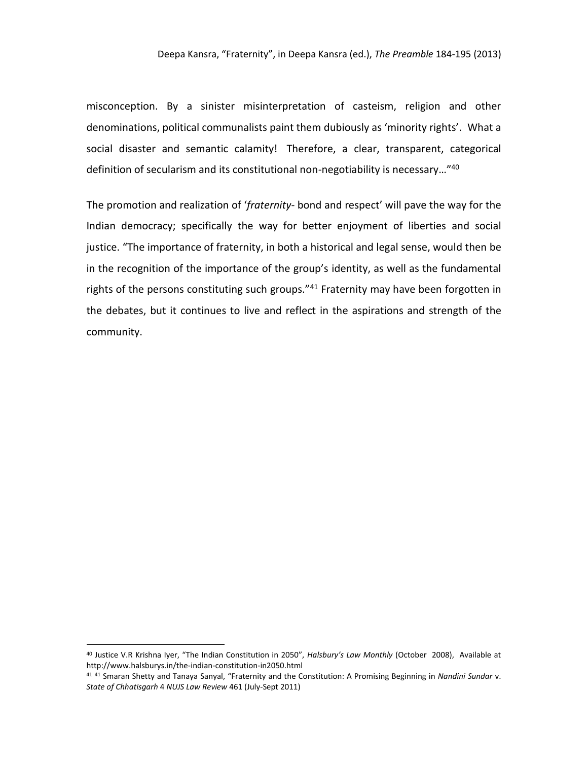misconception. By a sinister misinterpretation of casteism, religion and other denominations, political communalists paint them dubiously as 'minority rights'. What a social disaster and semantic calamity! Therefore, a clear, transparent, categorical definition of secularism and its constitutional non-negotiability is necessary…"[40]

The promotion and realization of '*fraternity*- bond and respect' will pave the way for the Indian democracy; specifically the way for better enjoyment of liberties and social justice. "The importance of fraternity, in both a historical and legal sense, would then be in the recognition of the importance of the group's identity, as well as the fundamental rights of the persons constituting such groups."[41] Fraternity may have been forgotten in the debates, but it continues to live and reflect in the aspirations and strength of the community.

---

[40] Justice V.R Krishna Iyer, "The Indian Constitution in 2050", *Halsbury's Law Monthly* (October 2008), Available at http://www.halsburys.in/the-indian-constitution-in2050.html

[41] [41] Smaran Shetty and Tanaya Sanyal, "Fraternity and the Constitution: A Promising Beginning in *Nandini Sundar* v. *State of Chhatisgarh* 4 *NUJS Law Review* 461 (July-Sept 2011)